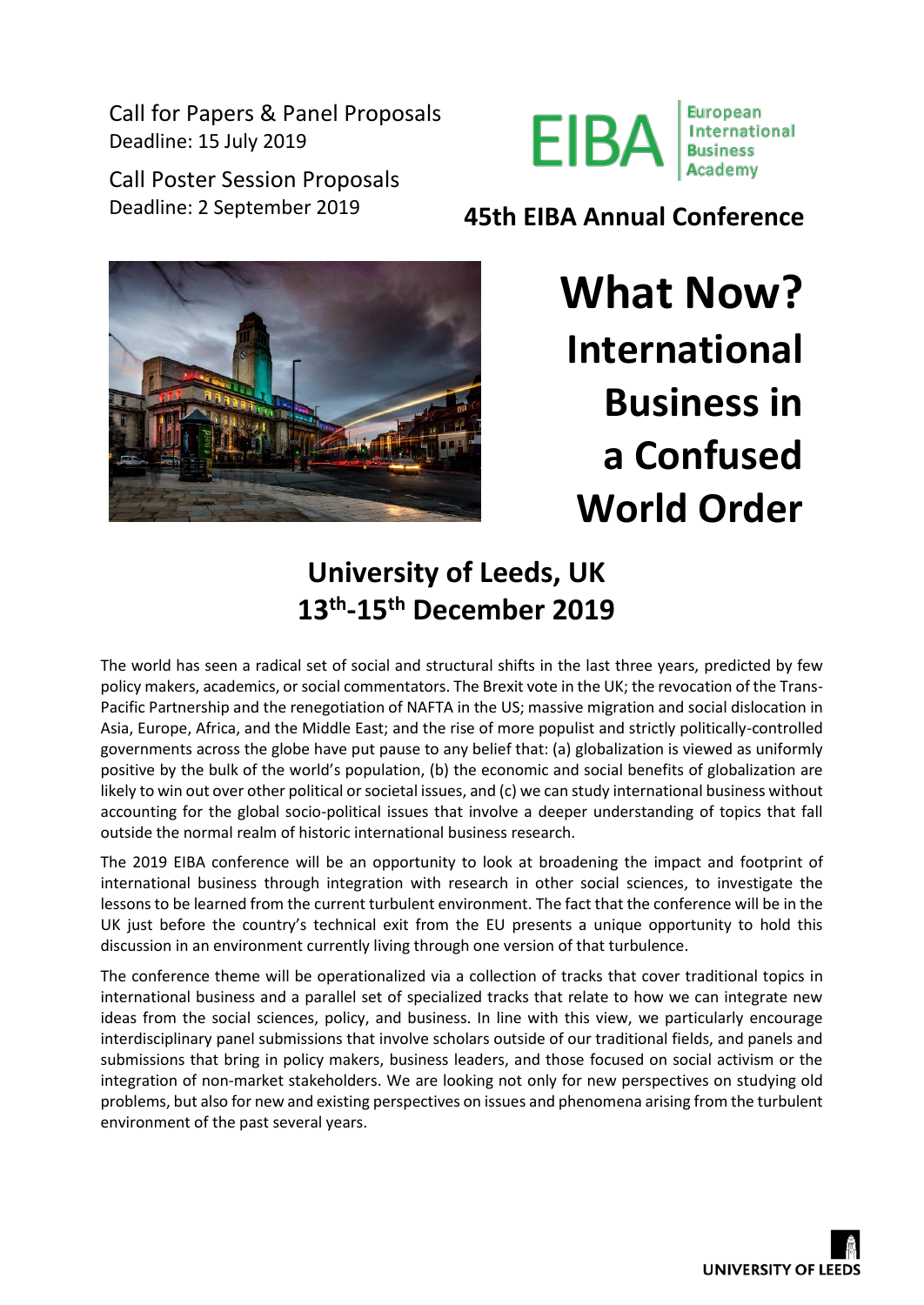Call for Papers & Panel Proposals
Deadline: 15 July 2019

Call Poster Session Proposals
Deadline: 2 September 2019

EIBA European International Business Academy

## 45th EIBA Annual Conference

# What Now? International Business in a Confused World Order

## University of Leeds, UK
## 13th-15th December 2019

The world has seen a radical set of social and structural shifts in the last three years, predicted by few policy makers, academics, or social commentators. The Brexit vote in the UK; the revocation of the Trans-Pacific Partnership and the renegotiation of NAFTA in the US; massive migration and social dislocation in Asia, Europe, Africa, and the Middle East; and the rise of more populist and strictly politically-controlled governments across the globe have put pause to any belief that: (a) globalization is viewed as uniformly positive by the bulk of the world's population, (b) the economic and social benefits of globalization are likely to win out over other political or societal issues, and (c) we can study international business without accounting for the global socio-political issues that involve a deeper understanding of topics that fall outside the normal realm of historic international business research.

The 2019 EIBA conference will be an opportunity to look at broadening the impact and footprint of international business through integration with research in other social sciences, to investigate the lessons to be learned from the current turbulent environment. The fact that the conference will be in the UK just before the country's technical exit from the EU presents a unique opportunity to hold this discussion in an environment currently living through one version of that turbulence.

The conference theme will be operationalized via a collection of tracks that cover traditional topics in international business and a parallel set of specialized tracks that relate to how we can integrate new ideas from the social sciences, policy, and business. In line with this view, we particularly encourage interdisciplinary panel submissions that involve scholars outside of our traditional fields, and panels and submissions that bring in policy makers, business leaders, and those focused on social activism or the integration of non-market stakeholders. We are looking not only for new perspectives on studying old problems, but also for new and existing perspectives on issues and phenomena arising from the turbulent environment of the past several years.

UNIVERSITY OF LEEDS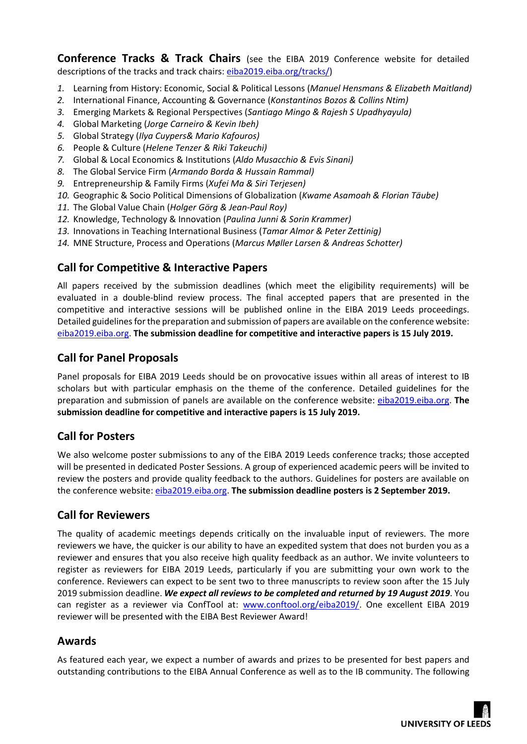**Conference Tracks & Track Chairs** (see the EIBA 2019 Conference website for detailed descriptions of the tracks and track chairs: eiba2019.eiba.org/tracks/)

1. Learning from History: Economic, Social & Political Lessons (*Manuel Hensmans & Elizabeth Maitland)*
2. International Finance, Accounting & Governance (*Konstantinos Bozos & Collins Ntim)*
3. Emerging Markets & Regional Perspectives (*Santiago Mingo & Rajesh S Upadhyayula)*
4. Global Marketing (*Jorge Carneiro & Kevin Ibeh)*
5. Global Strategy (*Ilya Cuypers& Mario Kafouros)*
6. People & Culture (*Helene Tenzer & Riki Takeuchi)*
7. Global & Local Economics & Institutions (*Aldo Musacchio & Evis Sinani)*
8. The Global Service Firm (*Armando Borda & Hussain Rammal)*
9. Entrepreneurship & Family Firms (*Xufei Ma & Siri Terjesen)*
10. Geographic & Socio Political Dimensions of Globalization (*Kwame Asamoah & Florian Täube)*
11. The Global Value Chain (*Holger Görg & Jean-Paul Roy)*
12. Knowledge, Technology & Innovation (*Paulina Junni & Sorin Krammer)*
13. Innovations in Teaching International Business (*Tamar Almor & Peter Zettinig)*
14. MNE Structure, Process and Operations (*Marcus Møller Larsen & Andreas Schotter)*

## Call for Competitive & Interactive Papers

All papers received by the submission deadlines (which meet the eligibility requirements) will be evaluated in a double-blind review process. The final accepted papers that are presented in the competitive and interactive sessions will be published online in the EIBA 2019 Leeds proceedings. Detailed guidelines for the preparation and submission of papers are available on the conference website: eiba2019.eiba.org. **The submission deadline for competitive and interactive papers is 15 July 2019.**

## Call for Panel Proposals

Panel proposals for EIBA 2019 Leeds should be on provocative issues within all areas of interest to IB scholars but with particular emphasis on the theme of the conference. Detailed guidelines for the preparation and submission of panels are available on the conference website: eiba2019.eiba.org. **The submission deadline for competitive and interactive papers is 15 July 2019.**

## Call for Posters

We also welcome poster submissions to any of the EIBA 2019 Leeds conference tracks; those accepted will be presented in dedicated Poster Sessions. A group of experienced academic peers will be invited to review the posters and provide quality feedback to the authors. Guidelines for posters are available on the conference website: eiba2019.eiba.org. **The submission deadline posters is 2 September 2019.**

## Call for Reviewers

The quality of academic meetings depends critically on the invaluable input of reviewers. The more reviewers we have, the quicker is our ability to have an expedited system that does not burden you as a reviewer and ensures that you also receive high quality feedback as an author. We invite volunteers to register as reviewers for EIBA 2019 Leeds, particularly if you are submitting your own work to the conference. Reviewers can expect to be sent two to three manuscripts to review soon after the 15 July 2019 submission deadline. ***We expect all reviews to be completed and returned by 19 August 2019***. You can register as a reviewer via ConfTool at: www.conftool.org/eiba2019/. One excellent EIBA 2019 reviewer will be presented with the EIBA Best Reviewer Award!

## Awards

As featured each year, we expect a number of awards and prizes to be presented for best papers and outstanding contributions to the EIBA Annual Conference as well as to the IB community. The following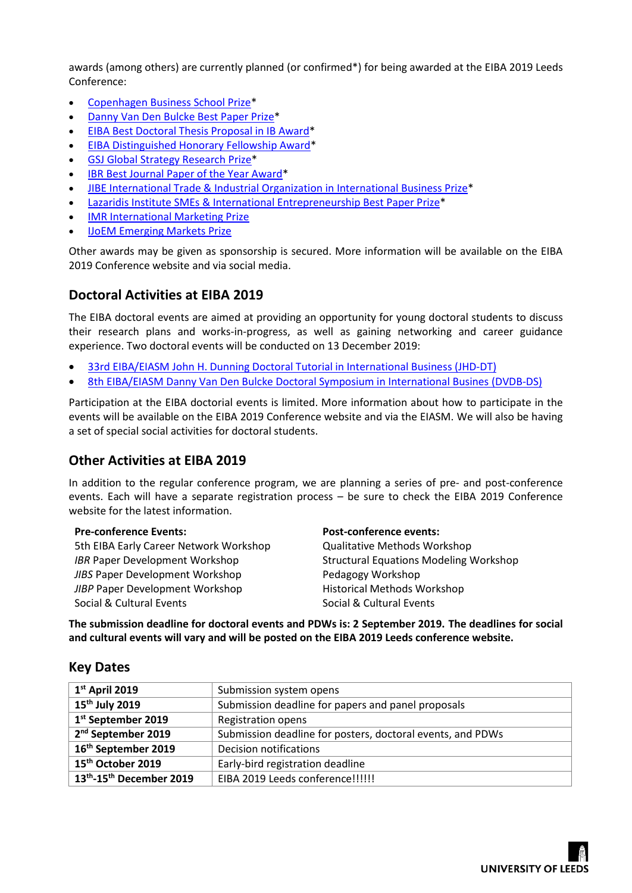awards (among others) are currently planned (or confirmed*) for being awarded at the EIBA 2019 Leeds Conference:

- Copenhagen Business School Prize*
- Danny Van Den Bulcke Best Paper Prize*
- EIBA Best Doctoral Thesis Proposal in IB Award*
- EIBA Distinguished Honorary Fellowship Award*
- GSJ Global Strategy Research Prize*
- IBR Best Journal Paper of the Year Award*
- JIBE International Trade & Industrial Organization in International Business Prize*
- Lazaridis Institute SMEs & International Entrepreneurship Best Paper Prize*
- IMR International Marketing Prize
- IJoEM Emerging Markets Prize

Other awards may be given as sponsorship is secured. More information will be available on the EIBA 2019 Conference website and via social media.

## Doctoral Activities at EIBA 2019

The EIBA doctoral events are aimed at providing an opportunity for young doctoral students to discuss their research plans and works-in-progress, as well as gaining networking and career guidance experience. Two doctoral events will be conducted on 13 December 2019:

- 33rd EIBA/EIASM John H. Dunning Doctoral Tutorial in International Business (JHD-DT)
- 8th EIBA/EIASM Danny Van Den Bulcke Doctoral Symposium in International Busines (DVDB-DS)

Participation at the EIBA doctorial events is limited. More information about how to participate in the events will be available on the EIBA 2019 Conference website and via the EIASM. We will also be having a set of special social activities for doctoral students.

## Other Activities at EIBA 2019

In addition to the regular conference program, we are planning a series of pre- and post-conference events. Each will have a separate registration process – be sure to check the EIBA 2019 Conference website for the latest information.

**Pre-conference Events:**
5th EIBA Early Career Network Workshop
*IBR* Paper Development Workshop
*JIBS* Paper Development Workshop
*JIBP* Paper Development Workshop
Social & Cultural Events

**Post-conference events:**
Qualitative Methods Workshop
Structural Equations Modeling Workshop
Pedagogy Workshop
Historical Methods Workshop
Social & Cultural Events

**The submission deadline for doctoral events and PDWs is: 2 September 2019. The deadlines for social and cultural events will vary and will be posted on the EIBA 2019 Leeds conference website.**

## Key Dates

| | |
|---|---|
| **1st April 2019** | Submission system opens |
| **15th July 2019** | Submission deadline for papers and panel proposals |
| **1st September 2019** | Registration opens |
| **2nd September 2019** | Submission deadline for posters, doctoral events, and PDWs |
| **16th September 2019** | Decision notifications |
| **15th October 2019** | Early-bird registration deadline |
| **13th-15th December 2019** | EIBA 2019 Leeds conference!!!!!! |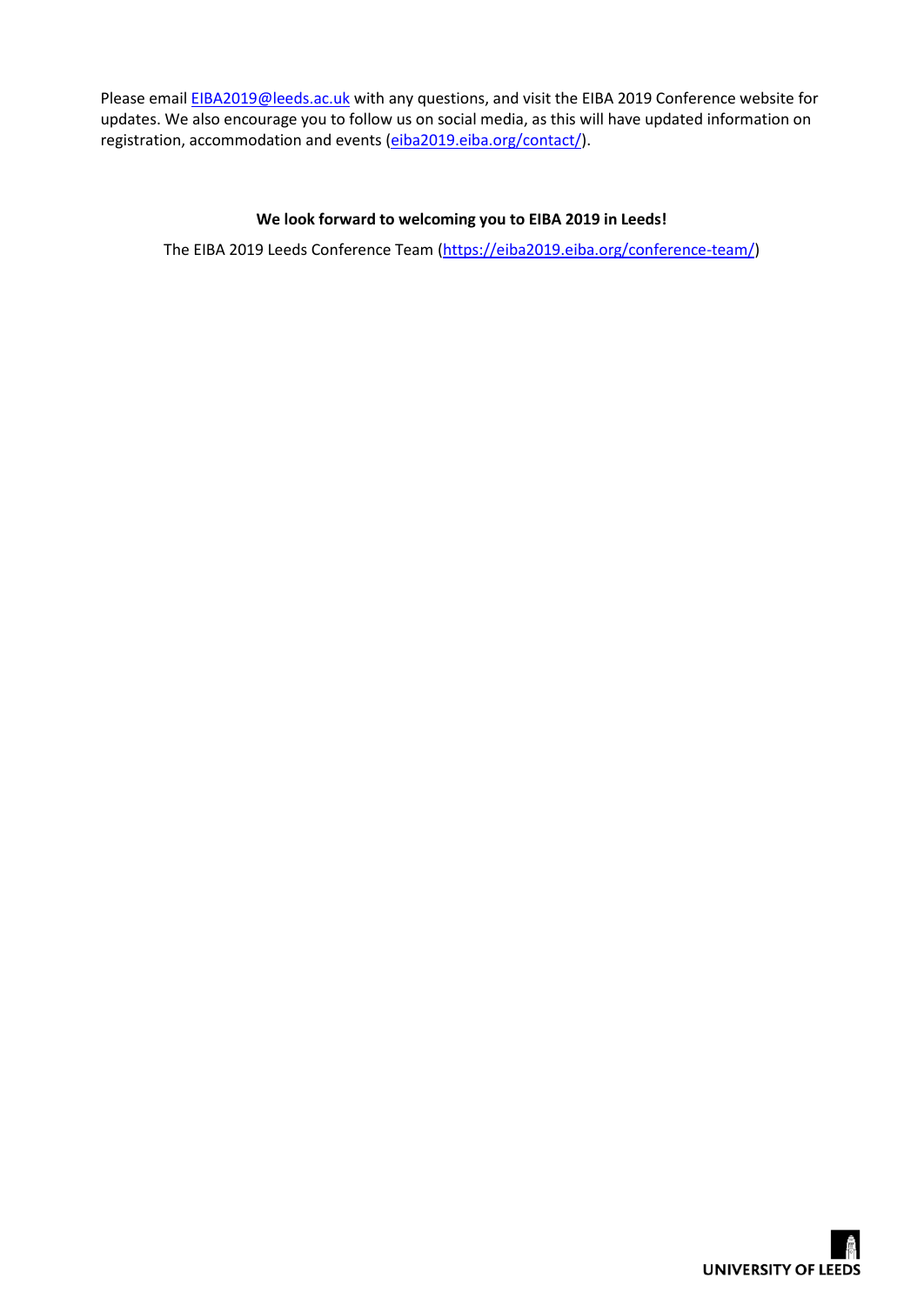Please email EIBA2019@leeds.ac.uk with any questions, and visit the EIBA 2019 Conference website for updates. We also encourage you to follow us on social media, as this will have updated information on registration, accommodation and events (eiba2019.eiba.org/contact/).

**We look forward to welcoming you to EIBA 2019 in Leeds!**

The EIBA 2019 Leeds Conference Team (https://eiba2019.eiba.org/conference-team/)